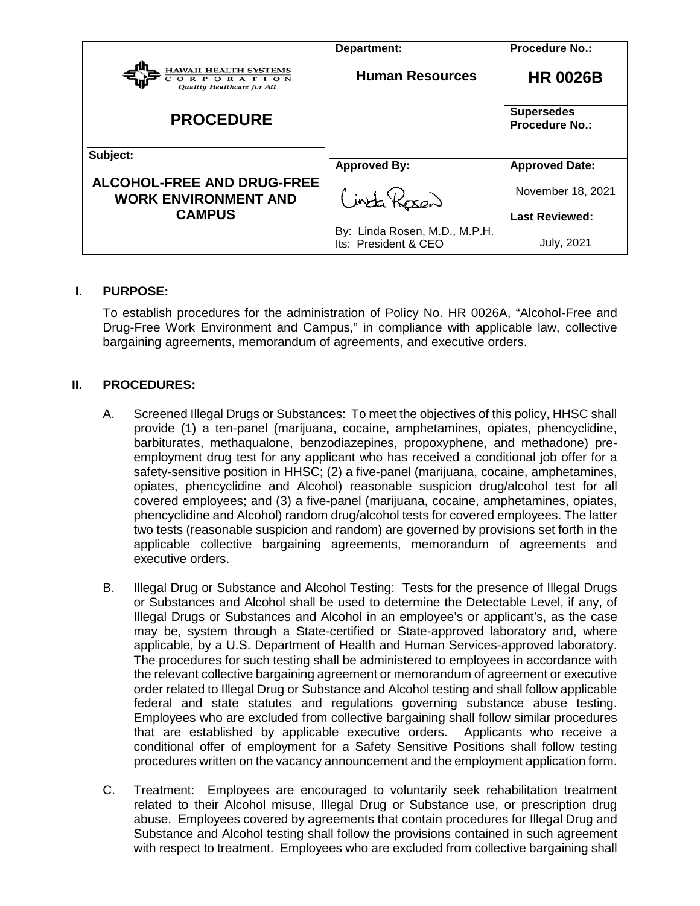| HAWAII HEALTH SYSTEMS CORPORATION *Quality Healthcare for All* | Department: | Procedure No.: |
|---|---|---|
| **PROCEDURE** | **Human Resources** | **HR 0026B** |
| | | **Supersedes Procedure No.:** |
| **Subject:** | **Approved By:** | **Approved Date:** |
| **ALCOHOL-FREE AND DRUG-FREE WORK ENVIRONMENT AND CAMPUS** | Linda Rosen | November 18, 2021 |
| | By: Linda Rosen, M.D., M.P.H. Its: President & CEO | **Last Reviewed:** July, 2021 |

## I. PURPOSE:

To establish procedures for the administration of Policy No. HR 0026A, "Alcohol-Free and Drug-Free Work Environment and Campus," in compliance with applicable law, collective bargaining agreements, memorandum of agreements, and executive orders.

## II. PROCEDURES:

A. Screened Illegal Drugs or Substances: To meet the objectives of this policy, HHSC shall provide (1) a ten-panel (marijuana, cocaine, amphetamines, opiates, phencyclidine, barbiturates, methaqualone, benzodiazepines, propoxyphene, and methadone) pre-employment drug test for any applicant who has received a conditional job offer for a safety-sensitive position in HHSC; (2) a five-panel (marijuana, cocaine, amphetamines, opiates, phencyclidine and Alcohol) reasonable suspicion drug/alcohol test for all covered employees; and (3) a five-panel (marijuana, cocaine, amphetamines, opiates, phencyclidine and Alcohol) random drug/alcohol tests for covered employees. The latter two tests (reasonable suspicion and random) are governed by provisions set forth in the applicable collective bargaining agreements, memorandum of agreements and executive orders.

B. Illegal Drug or Substance and Alcohol Testing: Tests for the presence of Illegal Drugs or Substances and Alcohol shall be used to determine the Detectable Level, if any, of Illegal Drugs or Substances and Alcohol in an employee's or applicant's, as the case may be, system through a State-certified or State-approved laboratory and, where applicable, by a U.S. Department of Health and Human Services-approved laboratory. The procedures for such testing shall be administered to employees in accordance with the relevant collective bargaining agreement or memorandum of agreement or executive order related to Illegal Drug or Substance and Alcohol testing and shall follow applicable federal and state statutes and regulations governing substance abuse testing. Employees who are excluded from collective bargaining shall follow similar procedures that are established by applicable executive orders. Applicants who receive a conditional offer of employment for a Safety Sensitive Positions shall follow testing procedures written on the vacancy announcement and the employment application form.

C. Treatment: Employees are encouraged to voluntarily seek rehabilitation treatment related to their Alcohol misuse, Illegal Drug or Substance use, or prescription drug abuse. Employees covered by agreements that contain procedures for Illegal Drug and Substance and Alcohol testing shall follow the provisions contained in such agreement with respect to treatment. Employees who are excluded from collective bargaining shall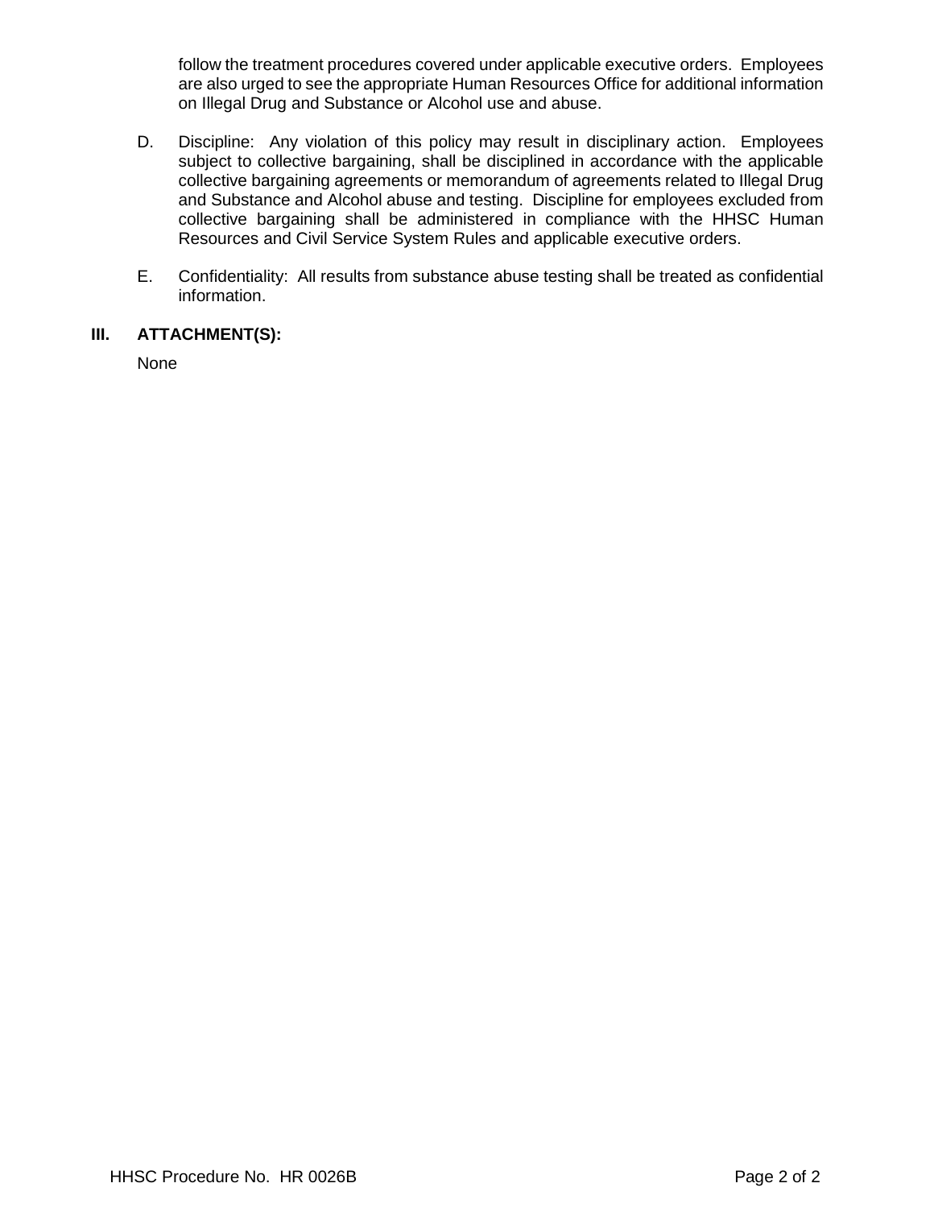follow the treatment procedures covered under applicable executive orders. Employees are also urged to see the appropriate Human Resources Office for additional information on Illegal Drug and Substance or Alcohol use and abuse.

D. Discipline: Any violation of this policy may result in disciplinary action. Employees subject to collective bargaining, shall be disciplined in accordance with the applicable collective bargaining agreements or memorandum of agreements related to Illegal Drug and Substance and Alcohol abuse and testing. Discipline for employees excluded from collective bargaining shall be administered in compliance with the HHSC Human Resources and Civil Service System Rules and applicable executive orders.

E. Confidentiality: All results from substance abuse testing shall be treated as confidential information.

## III. ATTACHMENT(S):

None